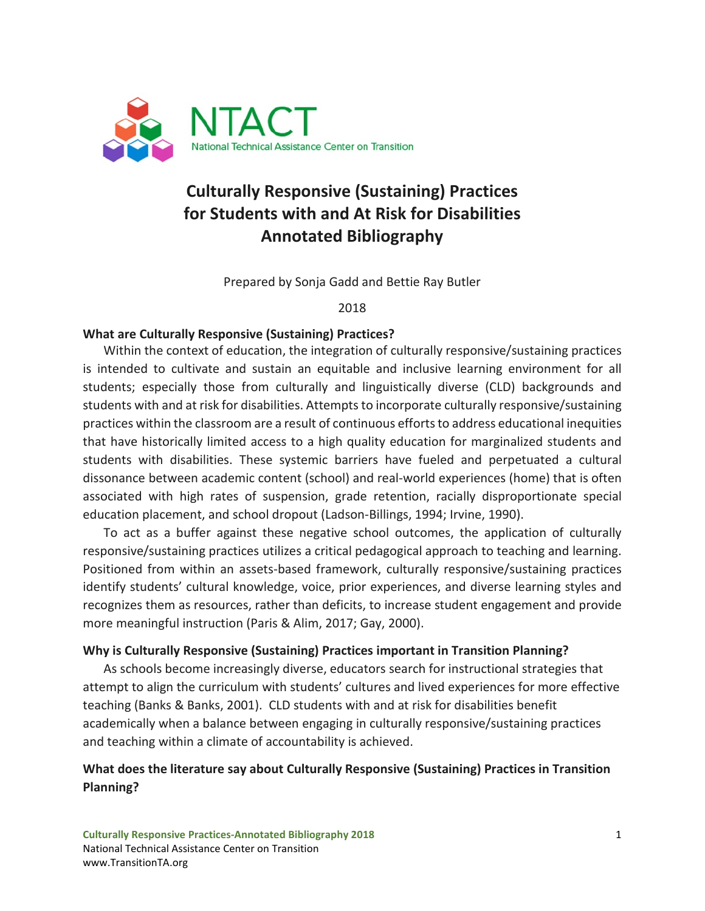NTACT

National Technical Assistance Center on Transition

# Culturally Responsive (Sustaining) Practices for Students with and At Risk for Disabilities Annotated Bibliography

Prepared by Sonja Gadd and Bettie Ray Butler

2018

### What are Culturally Responsive (Sustaining) Practices?

Within the context of education, the integration of culturally responsive/sustaining practices is intended to cultivate and sustain an equitable and inclusive learning environment for all students; especially those from culturally and linguistically diverse (CLD) backgrounds and students with and at risk for disabilities. Attempts to incorporate culturally responsive/sustaining practices within the classroom are a result of continuous efforts to address educational inequities that have historically limited access to a high quality education for marginalized students and students with disabilities. These systemic barriers have fueled and perpetuated a cultural dissonance between academic content (school) and real-world experiences (home) that is often associated with high rates of suspension, grade retention, racially disproportionate special education placement, and school dropout (Ladson-Billings, 1994; Irvine, 1990).

To act as a buffer against these negative school outcomes, the application of culturally responsive/sustaining practices utilizes a critical pedagogical approach to teaching and learning. Positioned from within an assets-based framework, culturally responsive/sustaining practices identify students' cultural knowledge, voice, prior experiences, and diverse learning styles and recognizes them as resources, rather than deficits, to increase student engagement and provide more meaningful instruction (Paris & Alim, 2017; Gay, 2000).

### Why is Culturally Responsive (Sustaining) Practices important in Transition Planning?

As schools become increasingly diverse, educators search for instructional strategies that attempt to align the curriculum with students' cultures and lived experiences for more effective teaching (Banks & Banks, 2001). CLD students with and at risk for disabilities benefit academically when a balance between engaging in culturally responsive/sustaining practices and teaching within a climate of accountability is achieved.

### What does the literature say about Culturally Responsive (Sustaining) Practices in Transition Planning?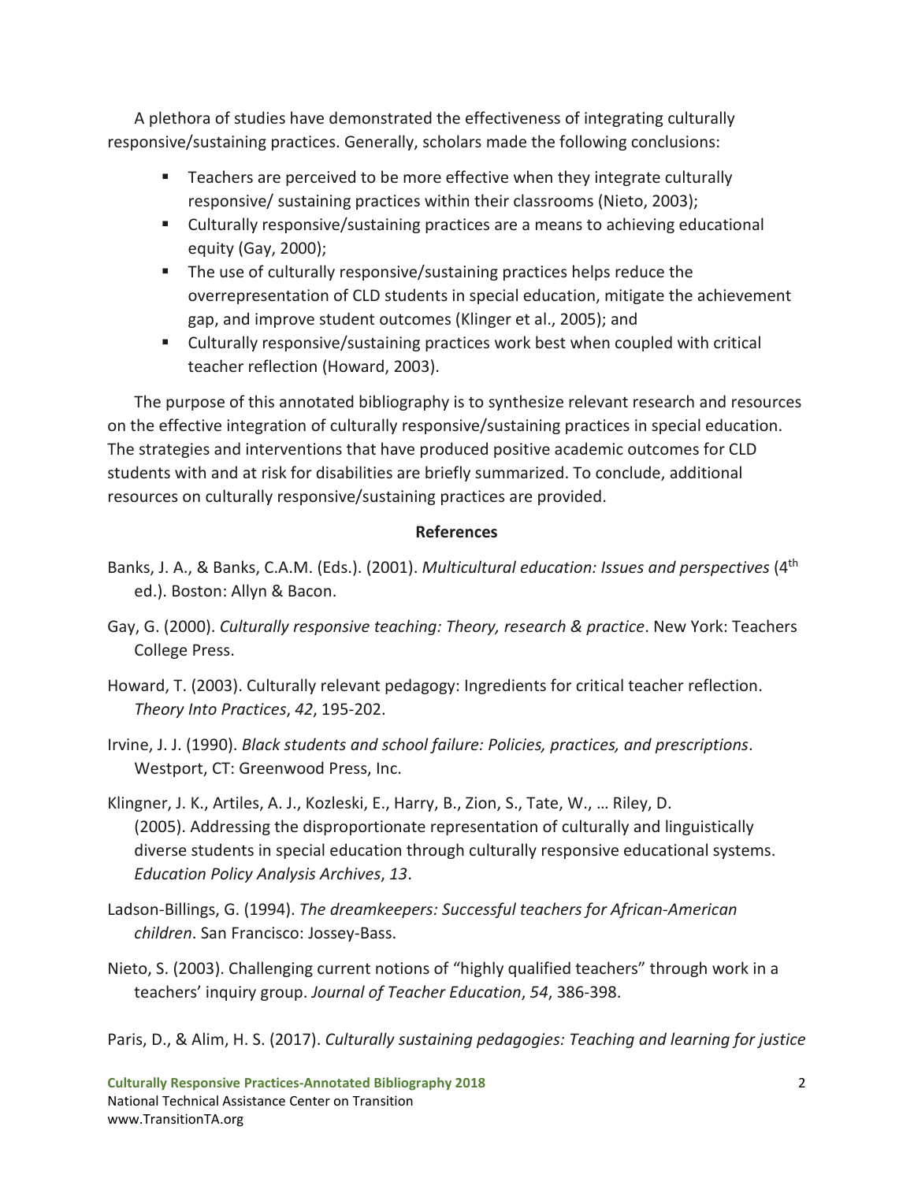A plethora of studies have demonstrated the effectiveness of integrating culturally responsive/sustaining practices. Generally, scholars made the following conclusions:

- Teachers are perceived to be more effective when they integrate culturally responsive/ sustaining practices within their classrooms (Nieto, 2003);
- Culturally responsive/sustaining practices are a means to achieving educational equity (Gay, 2000);
- The use of culturally responsive/sustaining practices helps reduce the overrepresentation of CLD students in special education, mitigate the achievement gap, and improve student outcomes (Klinger et al., 2005); and
- Culturally responsive/sustaining practices work best when coupled with critical teacher reflection (Howard, 2003).

The purpose of this annotated bibliography is to synthesize relevant research and resources on the effective integration of culturally responsive/sustaining practices in special education. The strategies and interventions that have produced positive academic outcomes for CLD students with and at risk for disabilities are briefly summarized. To conclude, additional resources on culturally responsive/sustaining practices are provided.

**References**

Banks, J. A., & Banks, C.A.M. (Eds.). (2001). *Multicultural education: Issues and perspectives* (4th ed.). Boston: Allyn & Bacon.

Gay, G. (2000). *Culturally responsive teaching: Theory, research & practice*. New York: Teachers College Press.

Howard, T. (2003). Culturally relevant pedagogy: Ingredients for critical teacher reflection. *Theory Into Practices*, *42*, 195-202.

Irvine, J. J. (1990). *Black students and school failure: Policies, practices, and prescriptions*. Westport, CT: Greenwood Press, Inc.

Klingner, J. K., Artiles, A. J., Kozleski, E., Harry, B., Zion, S., Tate, W., … Riley, D. (2005). Addressing the disproportionate representation of culturally and linguistically diverse students in special education through culturally responsive educational systems. *Education Policy Analysis Archives*, *13*.

Ladson-Billings, G. (1994). *The dreamkeepers: Successful teachers for African-American children*. San Francisco: Jossey-Bass.

Nieto, S. (2003). Challenging current notions of "highly qualified teachers" through work in a teachers' inquiry group. *Journal of Teacher Education*, *54*, 386-398.

Paris, D., & Alim, H. S. (2017). *Culturally sustaining pedagogies: Teaching and learning for justice*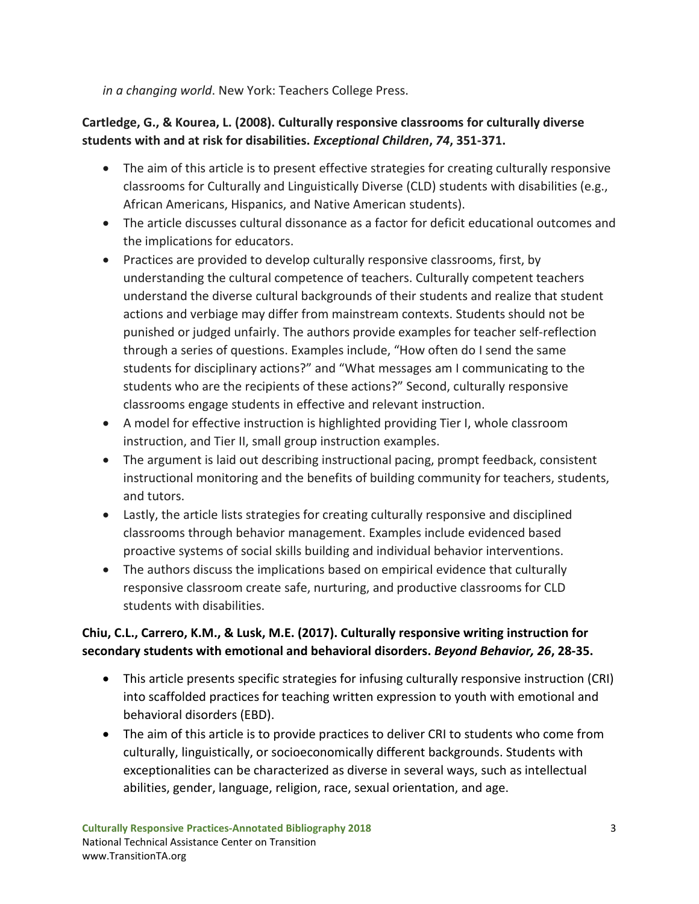*in a changing world*. New York: Teachers College Press.

**Cartledge, G., & Kourea, L. (2008). Culturally responsive classrooms for culturally diverse students with and at risk for disabilities. *Exceptional Children*, *74*, 351-371.**

- The aim of this article is to present effective strategies for creating culturally responsive classrooms for Culturally and Linguistically Diverse (CLD) students with disabilities (e.g., African Americans, Hispanics, and Native American students).
- The article discusses cultural dissonance as a factor for deficit educational outcomes and the implications for educators.
- Practices are provided to develop culturally responsive classrooms, first, by understanding the cultural competence of teachers. Culturally competent teachers understand the diverse cultural backgrounds of their students and realize that student actions and verbiage may differ from mainstream contexts. Students should not be punished or judged unfairly. The authors provide examples for teacher self-reflection through a series of questions. Examples include, "How often do I send the same students for disciplinary actions?" and "What messages am I communicating to the students who are the recipients of these actions?" Second, culturally responsive classrooms engage students in effective and relevant instruction.
- A model for effective instruction is highlighted providing Tier I, whole classroom instruction, and Tier II, small group instruction examples.
- The argument is laid out describing instructional pacing, prompt feedback, consistent instructional monitoring and the benefits of building community for teachers, students, and tutors.
- Lastly, the article lists strategies for creating culturally responsive and disciplined classrooms through behavior management. Examples include evidenced based proactive systems of social skills building and individual behavior interventions.
- The authors discuss the implications based on empirical evidence that culturally responsive classroom create safe, nurturing, and productive classrooms for CLD students with disabilities.

**Chiu, C.L., Carrero, K.M., & Lusk, M.E. (2017). Culturally responsive writing instruction for secondary students with emotional and behavioral disorders. *Beyond Behavior, 26*, 28-35.**

- This article presents specific strategies for infusing culturally responsive instruction (CRI) into scaffolded practices for teaching written expression to youth with emotional and behavioral disorders (EBD).
- The aim of this article is to provide practices to deliver CRI to students who come from culturally, linguistically, or socioeconomically different backgrounds. Students with exceptionalities can be characterized as diverse in several ways, such as intellectual abilities, gender, language, religion, race, sexual orientation, and age.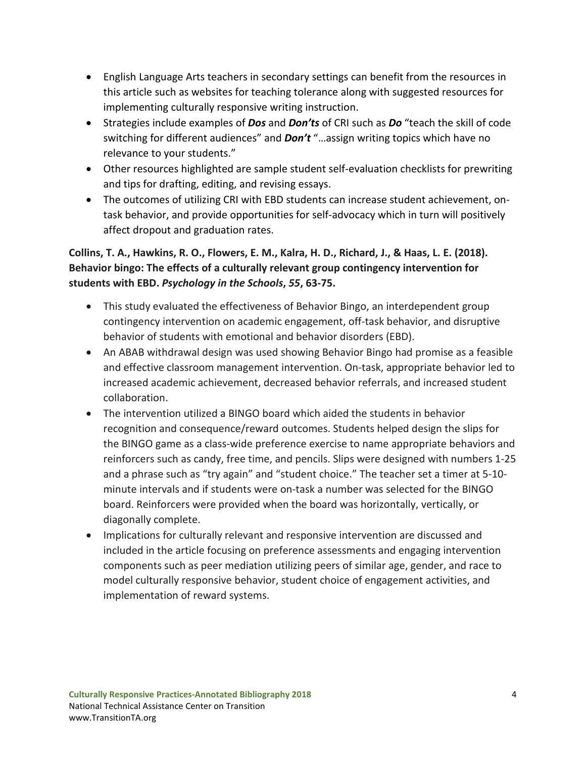- English Language Arts teachers in secondary settings can benefit from the resources in this article such as websites for teaching tolerance along with suggested resources for implementing culturally responsive writing instruction.
- Strategies include examples of ***Dos*** and ***Don'ts*** of CRI such as ***Do*** "teach the skill of code switching for different audiences" and ***Don't*** "…assign writing topics which have no relevance to your students."
- Other resources highlighted are sample student self-evaluation checklists for prewriting and tips for drafting, editing, and revising essays.
- The outcomes of utilizing CRI with EBD students can increase student achievement, on-task behavior, and provide opportunities for self-advocacy which in turn will positively affect dropout and graduation rates.

**Collins, T. A., Hawkins, R. O., Flowers, E. M., Kalra, H. D., Richard, J., & Haas, L. E. (2018). Behavior bingo: The effects of a culturally relevant group contingency intervention for students with EBD. *Psychology in the Schools*, *55*, 63-75.**

- This study evaluated the effectiveness of Behavior Bingo, an interdependent group contingency intervention on academic engagement, off-task behavior, and disruptive behavior of students with emotional and behavior disorders (EBD).
- An ABAB withdrawal design was used showing Behavior Bingo had promise as a feasible and effective classroom management intervention. On-task, appropriate behavior led to increased academic achievement, decreased behavior referrals, and increased student collaboration.
- The intervention utilized a BINGO board which aided the students in behavior recognition and consequence/reward outcomes. Students helped design the slips for the BINGO game as a class-wide preference exercise to name appropriate behaviors and reinforcers such as candy, free time, and pencils. Slips were designed with numbers 1-25 and a phrase such as "try again" and "student choice." The teacher set a timer at 5-10-minute intervals and if students were on-task a number was selected for the BINGO board. Reinforcers were provided when the board was horizontally, vertically, or diagonally complete.
- Implications for culturally relevant and responsive intervention are discussed and included in the article focusing on preference assessments and engaging intervention components such as peer mediation utilizing peers of similar age, gender, and race to model culturally responsive behavior, student choice of engagement activities, and implementation of reward systems.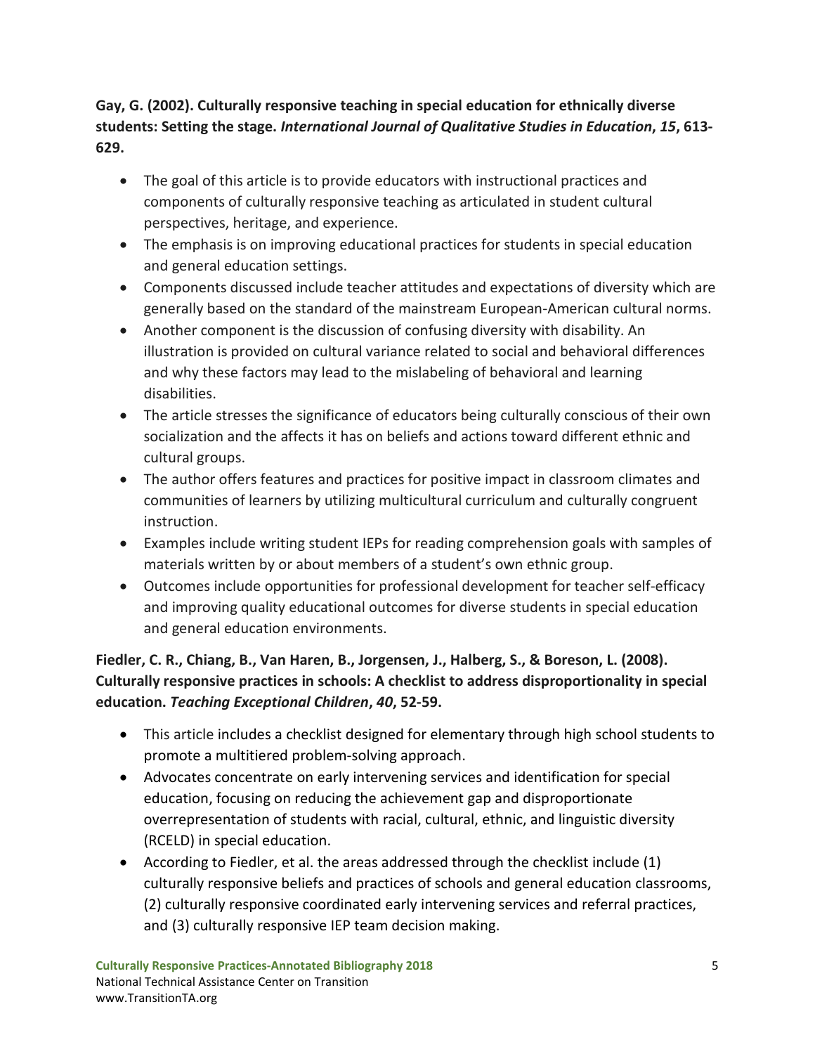**Gay, G. (2002). Culturally responsive teaching in special education for ethnically diverse students: Setting the stage. *International Journal of Qualitative Studies in Education*, *15*, 613-629.**

- The goal of this article is to provide educators with instructional practices and components of culturally responsive teaching as articulated in student cultural perspectives, heritage, and experience.
- The emphasis is on improving educational practices for students in special education and general education settings.
- Components discussed include teacher attitudes and expectations of diversity which are generally based on the standard of the mainstream European-American cultural norms.
- Another component is the discussion of confusing diversity with disability. An illustration is provided on cultural variance related to social and behavioral differences and why these factors may lead to the mislabeling of behavioral and learning disabilities.
- The article stresses the significance of educators being culturally conscious of their own socialization and the affects it has on beliefs and actions toward different ethnic and cultural groups.
- The author offers features and practices for positive impact in classroom climates and communities of learners by utilizing multicultural curriculum and culturally congruent instruction.
- Examples include writing student IEPs for reading comprehension goals with samples of materials written by or about members of a student's own ethnic group.
- Outcomes include opportunities for professional development for teacher self-efficacy and improving quality educational outcomes for diverse students in special education and general education environments.

**Fiedler, C. R., Chiang, B., Van Haren, B., Jorgensen, J., Halberg, S., & Boreson, L. (2008). Culturally responsive practices in schools: A checklist to address disproportionality in special education. *Teaching Exceptional Children*, *40*, 52-59.**

- This article includes a checklist designed for elementary through high school students to promote a multitiered problem-solving approach.
- Advocates concentrate on early intervening services and identification for special education, focusing on reducing the achievement gap and disproportionate overrepresentation of students with racial, cultural, ethnic, and linguistic diversity (RCELD) in special education.
- According to Fiedler, et al. the areas addressed through the checklist include (1) culturally responsive beliefs and practices of schools and general education classrooms, (2) culturally responsive coordinated early intervening services and referral practices, and (3) culturally responsive IEP team decision making.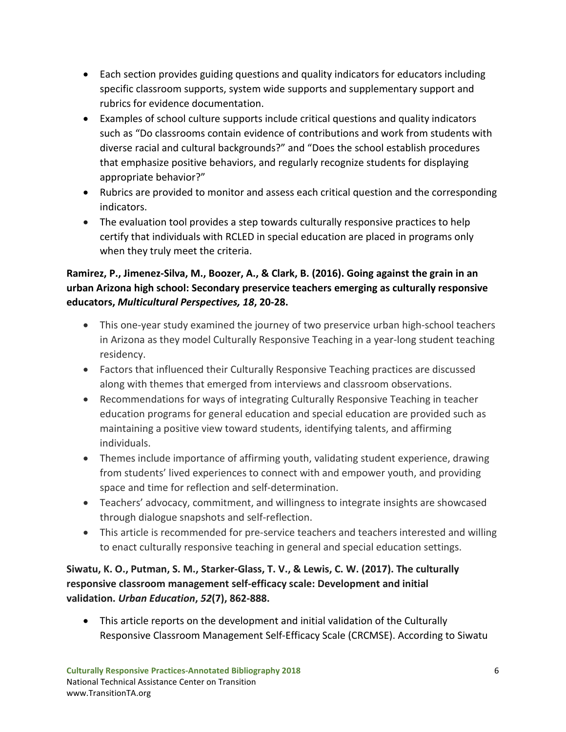- Each section provides guiding questions and quality indicators for educators including specific classroom supports, system wide supports and supplementary support and rubrics for evidence documentation.
- Examples of school culture supports include critical questions and quality indicators such as "Do classrooms contain evidence of contributions and work from students with diverse racial and cultural backgrounds?" and "Does the school establish procedures that emphasize positive behaviors, and regularly recognize students for displaying appropriate behavior?"
- Rubrics are provided to monitor and assess each critical question and the corresponding indicators.
- The evaluation tool provides a step towards culturally responsive practices to help certify that individuals with RCLED in special education are placed in programs only when they truly meet the criteria.

**Ramirez, P., Jimenez-Silva, M., Boozer, A., & Clark, B. (2016). Going against the grain in an urban Arizona high school: Secondary preservice teachers emerging as culturally responsive educators, *Multicultural Perspectives, 18*, 20-28.**

- This one-year study examined the journey of two preservice urban high-school teachers in Arizona as they model Culturally Responsive Teaching in a year-long student teaching residency.
- Factors that influenced their Culturally Responsive Teaching practices are discussed along with themes that emerged from interviews and classroom observations.
- Recommendations for ways of integrating Culturally Responsive Teaching in teacher education programs for general education and special education are provided such as maintaining a positive view toward students, identifying talents, and affirming individuals.
- Themes include importance of affirming youth, validating student experience, drawing from students' lived experiences to connect with and empower youth, and providing space and time for reflection and self-determination.
- Teachers' advocacy, commitment, and willingness to integrate insights are showcased through dialogue snapshots and self-reflection.
- This article is recommended for pre-service teachers and teachers interested and willing to enact culturally responsive teaching in general and special education settings.

**Siwatu, K. O., Putman, S. M., Starker-Glass, T. V., & Lewis, C. W. (2017). The culturally responsive classroom management self-efficacy scale: Development and initial validation. *Urban Education*, *52*(7), 862-888.**

- This article reports on the development and initial validation of the Culturally Responsive Classroom Management Self-Efficacy Scale (CRCMSE). According to Siwatu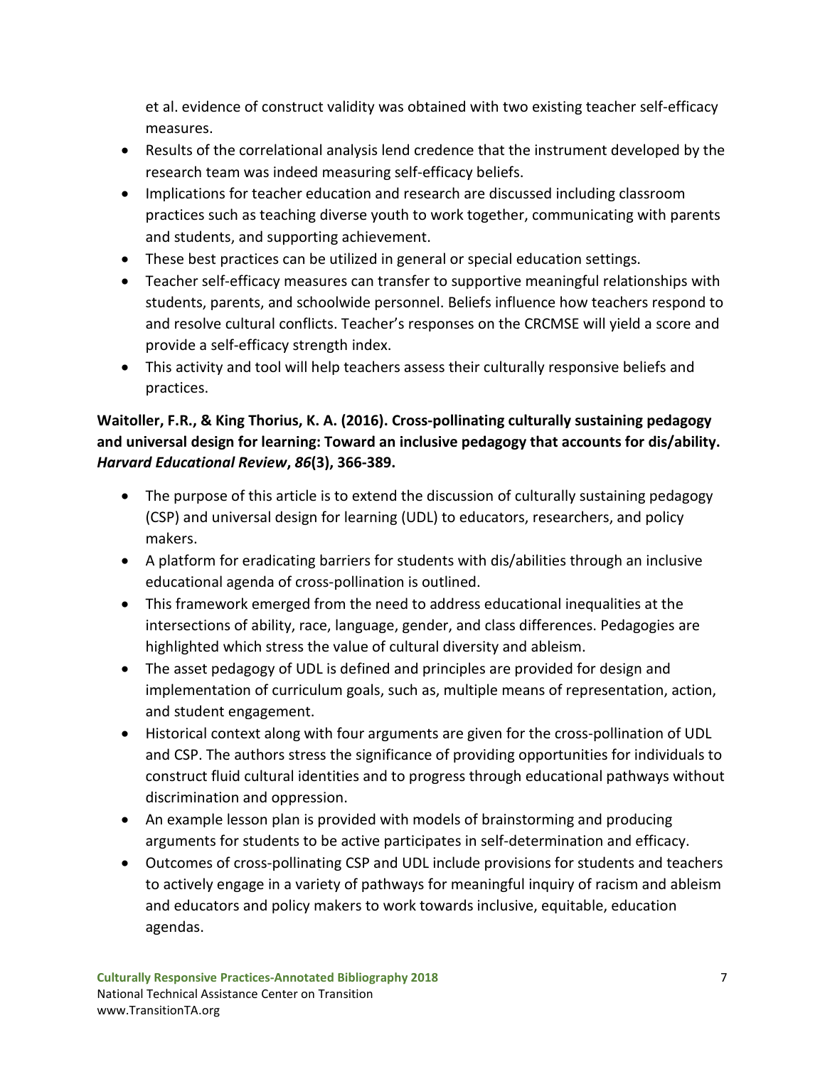et al. evidence of construct validity was obtained with two existing teacher self-efficacy measures.

- Results of the correlational analysis lend credence that the instrument developed by the research team was indeed measuring self-efficacy beliefs.
- Implications for teacher education and research are discussed including classroom practices such as teaching diverse youth to work together, communicating with parents and students, and supporting achievement.
- These best practices can be utilized in general or special education settings.
- Teacher self-efficacy measures can transfer to supportive meaningful relationships with students, parents, and schoolwide personnel. Beliefs influence how teachers respond to and resolve cultural conflicts. Teacher's responses on the CRCMSE will yield a score and provide a self-efficacy strength index.
- This activity and tool will help teachers assess their culturally responsive beliefs and practices.

**Waitoller, F.R., & King Thorius, K. A. (2016). Cross-pollinating culturally sustaining pedagogy and universal design for learning: Toward an inclusive pedagogy that accounts for dis/ability. *Harvard Educational Review*, *86*(3), 366-389.**

- The purpose of this article is to extend the discussion of culturally sustaining pedagogy (CSP) and universal design for learning (UDL) to educators, researchers, and policy makers.
- A platform for eradicating barriers for students with dis/abilities through an inclusive educational agenda of cross-pollination is outlined.
- This framework emerged from the need to address educational inequalities at the intersections of ability, race, language, gender, and class differences. Pedagogies are highlighted which stress the value of cultural diversity and ableism.
- The asset pedagogy of UDL is defined and principles are provided for design and implementation of curriculum goals, such as, multiple means of representation, action, and student engagement.
- Historical context along with four arguments are given for the cross-pollination of UDL and CSP. The authors stress the significance of providing opportunities for individuals to construct fluid cultural identities and to progress through educational pathways without discrimination and oppression.
- An example lesson plan is provided with models of brainstorming and producing arguments for students to be active participates in self-determination and efficacy.
- Outcomes of cross-pollinating CSP and UDL include provisions for students and teachers to actively engage in a variety of pathways for meaningful inquiry of racism and ableism and educators and policy makers to work towards inclusive, equitable, education agendas.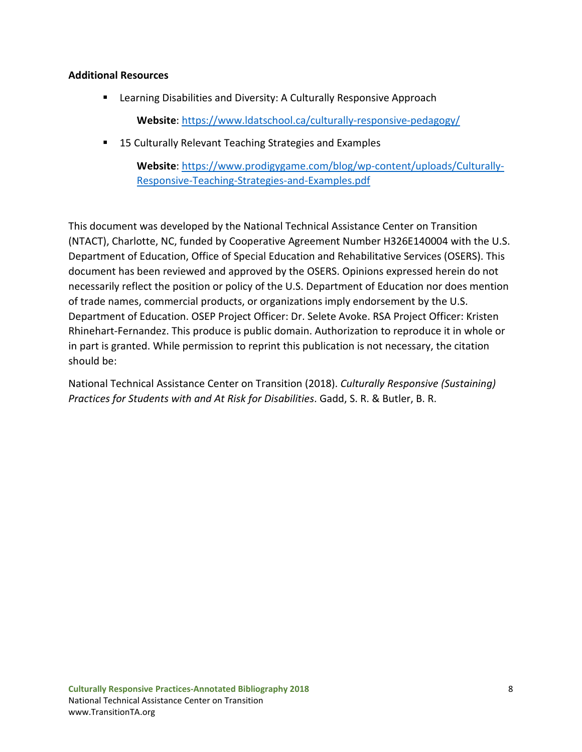**Additional Resources**

- Learning Disabilities and Diversity: A Culturally Responsive Approach

  **Website**: https://www.ldatschool.ca/culturally-responsive-pedagogy/

- 15 Culturally Relevant Teaching Strategies and Examples

  **Website**: https://www.prodigygame.com/blog/wp-content/uploads/Culturally-Responsive-Teaching-Strategies-and-Examples.pdf

This document was developed by the National Technical Assistance Center on Transition (NTACT), Charlotte, NC, funded by Cooperative Agreement Number H326E140004 with the U.S. Department of Education, Office of Special Education and Rehabilitative Services (OSERS). This document has been reviewed and approved by the OSERS. Opinions expressed herein do not necessarily reflect the position or policy of the U.S. Department of Education nor does mention of trade names, commercial products, or organizations imply endorsement by the U.S. Department of Education. OSEP Project Officer: Dr. Selete Avoke. RSA Project Officer: Kristen Rhinehart-Fernandez. This produce is public domain. Authorization to reproduce it in whole or in part is granted. While permission to reprint this publication is not necessary, the citation should be:

National Technical Assistance Center on Transition (2018). *Culturally Responsive (Sustaining) Practices for Students with and At Risk for Disabilities*. Gadd, S. R. & Butler, B. R.